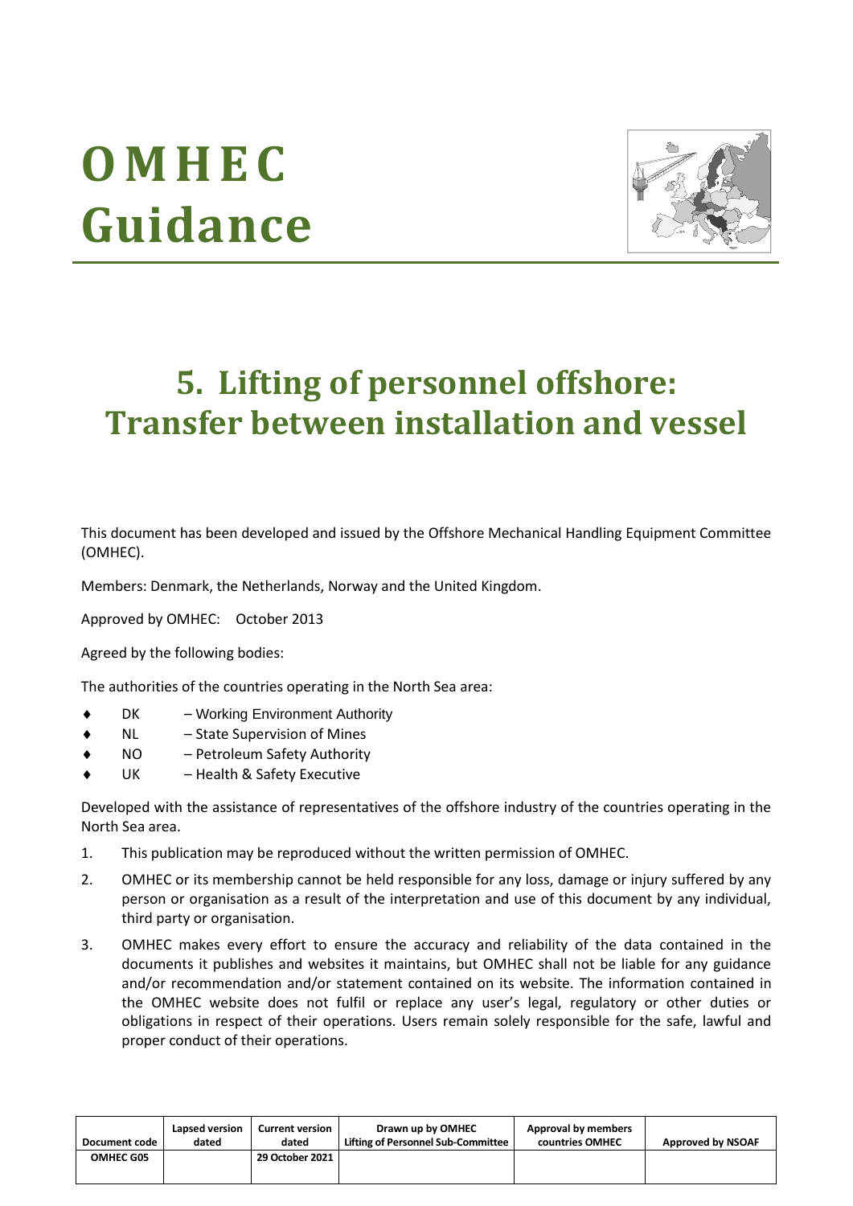# OMHEC Guidance

# 5. Lifting of personnel offshore: Transfer between installation and vessel

This document has been developed and issued by the Offshore Mechanical Handling Equipment Committee (OMHEC).

Members: Denmark, the Netherlands, Norway and the United Kingdom.

Approved by OMHEC: October 2013

Agreed by the following bodies:

The authorities of the countries operating in the North Sea area:

- DK – Working Environment Authority
- NL – State Supervision of Mines
- NO – Petroleum Safety Authority
- UK – Health & Safety Executive

Developed with the assistance of representatives of the offshore industry of the countries operating in the North Sea area.

1. This publication may be reproduced without the written permission of OMHEC.
2. OMHEC or its membership cannot be held responsible for any loss, damage or injury suffered by any person or organisation as a result of the interpretation and use of this document by any individual, third party or organisation.
3. OMHEC makes every effort to ensure the accuracy and reliability of the data contained in the documents it publishes and websites it maintains, but OMHEC shall not be liable for any guidance and/or recommendation and/or statement contained on its website. The information contained in the OMHEC website does not fulfil or replace any user's legal, regulatory or other duties or obligations in respect of their operations. Users remain solely responsible for the safe, lawful and proper conduct of their operations.

| Document code | Lapsed version dated | Current version dated | Drawn up by OMHEC Lifting of Personnel Sub-Committee | Approval by members countries OMHEC | Approved by NSOAF |
|---|---|---|---|---|---|
| OMHEC G05 | | 29 October 2021 | | | |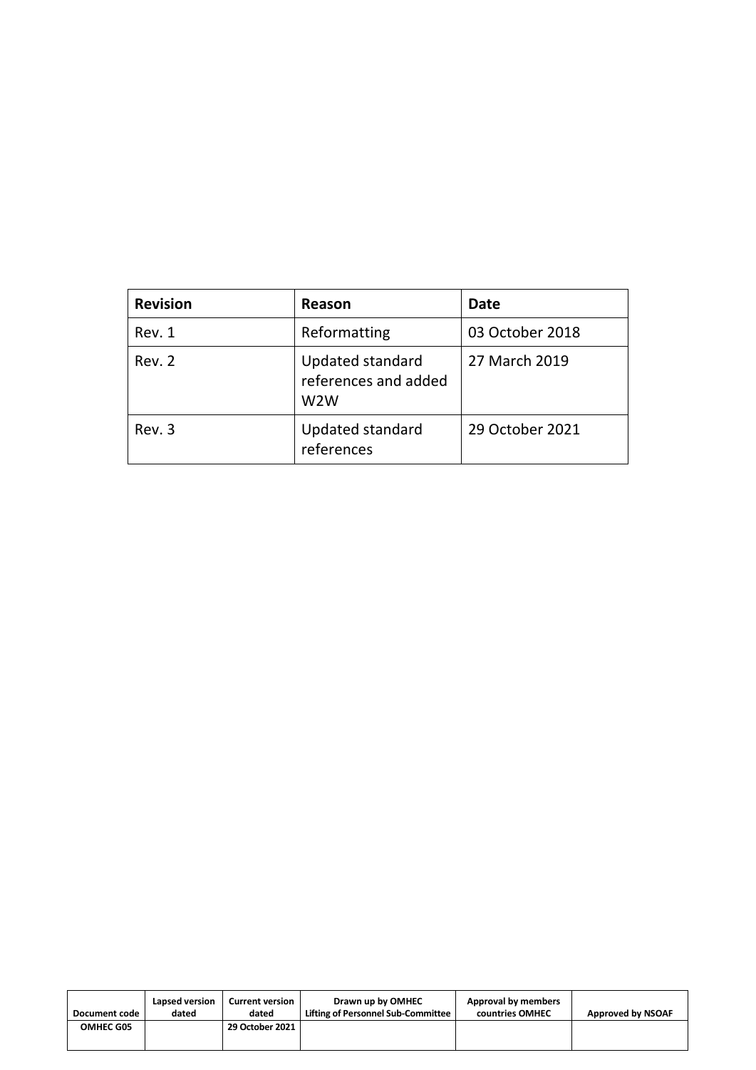| Revision | Reason | Date |
|---|---|---|
| Rev. 1 | Reformatting | 03 October 2018 |
| Rev. 2 | Updated standard references and added W2W | 27 March 2019 |
| Rev. 3 | Updated standard references | 29 October 2021 |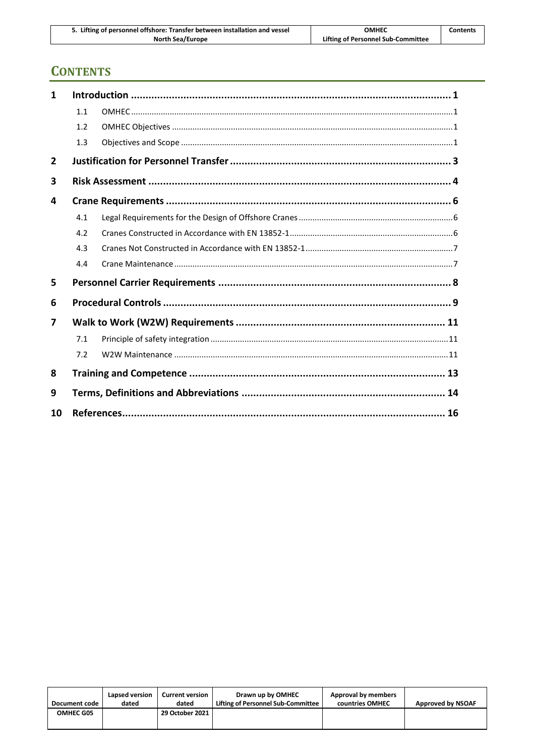# CONTENTS

| | | |
|---|---|---|
| **1** | **Introduction** | **1** |
| 1.1 | OMHEC | 1 |
| 1.2 | OMHEC Objectives | 1 |
| 1.3 | Objectives and Scope | 1 |
| **2** | **Justification for Personnel Transfer** | **3** |
| **3** | **Risk Assessment** | **4** |
| **4** | **Crane Requirements** | **6** |
| 4.1 | Legal Requirements for the Design of Offshore Cranes | 6 |
| 4.2 | Cranes Constructed in Accordance with EN 13852-1 | 6 |
| 4.3 | Cranes Not Constructed in Accordance with EN 13852-1 | 7 |
| 4.4 | Crane Maintenance | 7 |
| **5** | **Personnel Carrier Requirements** | **8** |
| **6** | **Procedural Controls** | **9** |
| **7** | **Walk to Work (W2W) Requirements** | **11** |
| 7.1 | Principle of safety integration | 11 |
| 7.2 | W2W Maintenance | 11 |
| **8** | **Training and Competence** | **13** |
| **9** | **Terms, Definitions and Abbreviations** | **14** |
| **10** | **References** | **16** |

| Document code | Lapsed version dated | Current version dated | Drawn up by OMHEC Lifting of Personnel Sub-Committee | Approval by members countries OMHEC | Approved by NSOAF |
|---|---|---|---|---|---|
| OMHEC G05 | | 29 October 2021 | | | |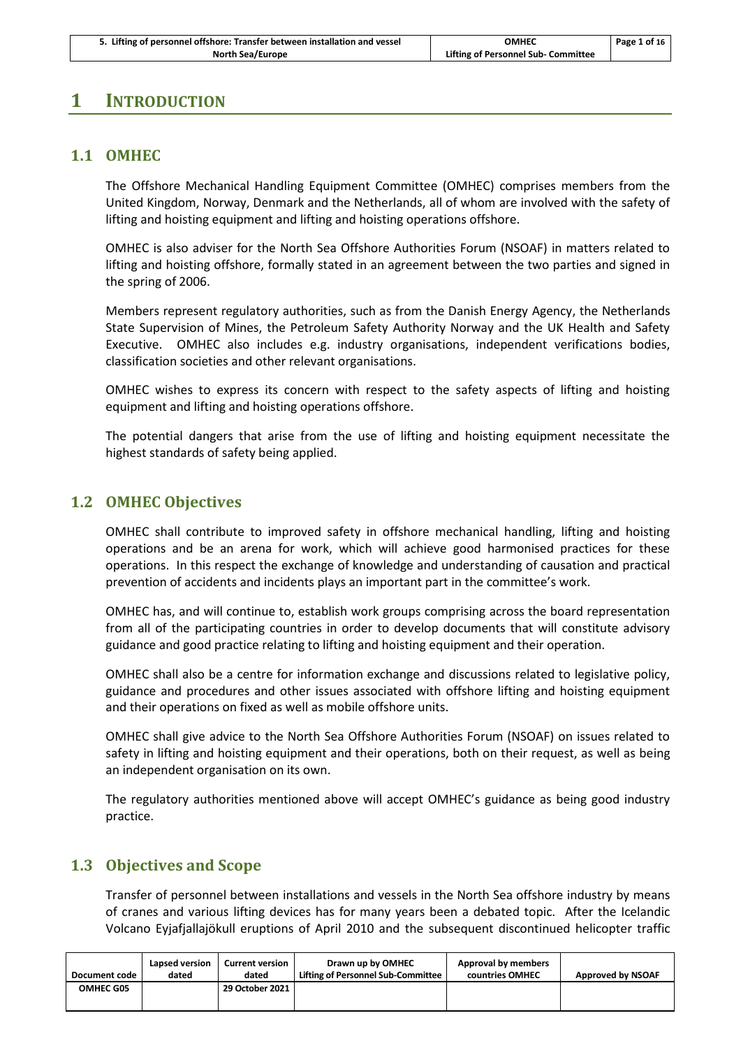# 1 INTRODUCTION

## 1.1 OMHEC

The Offshore Mechanical Handling Equipment Committee (OMHEC) comprises members from the United Kingdom, Norway, Denmark and the Netherlands, all of whom are involved with the safety of lifting and hoisting equipment and lifting and hoisting operations offshore.

OMHEC is also adviser for the North Sea Offshore Authorities Forum (NSOAF) in matters related to lifting and hoisting offshore, formally stated in an agreement between the two parties and signed in the spring of 2006.

Members represent regulatory authorities, such as from the Danish Energy Agency, the Netherlands State Supervision of Mines, the Petroleum Safety Authority Norway and the UK Health and Safety Executive. OMHEC also includes e.g. industry organisations, independent verifications bodies, classification societies and other relevant organisations.

OMHEC wishes to express its concern with respect to the safety aspects of lifting and hoisting equipment and lifting and hoisting operations offshore.

The potential dangers that arise from the use of lifting and hoisting equipment necessitate the highest standards of safety being applied.

## 1.2 OMHEC Objectives

OMHEC shall contribute to improved safety in offshore mechanical handling, lifting and hoisting operations and be an arena for work, which will achieve good harmonised practices for these operations. In this respect the exchange of knowledge and understanding of causation and practical prevention of accidents and incidents plays an important part in the committee's work.

OMHEC has, and will continue to, establish work groups comprising across the board representation from all of the participating countries in order to develop documents that will constitute advisory guidance and good practice relating to lifting and hoisting equipment and their operation.

OMHEC shall also be a centre for information exchange and discussions related to legislative policy, guidance and procedures and other issues associated with offshore lifting and hoisting equipment and their operations on fixed as well as mobile offshore units.

OMHEC shall give advice to the North Sea Offshore Authorities Forum (NSOAF) on issues related to safety in lifting and hoisting equipment and their operations, both on their request, as well as being an independent organisation on its own.

The regulatory authorities mentioned above will accept OMHEC's guidance as being good industry practice.

## 1.3 Objectives and Scope

Transfer of personnel between installations and vessels in the North Sea offshore industry by means of cranes and various lifting devices has for many years been a debated topic. After the Icelandic Volcano Eyjafjallajökull eruptions of April 2010 and the subsequent discontinued helicopter traffic

| Document code | Lapsed version dated | Current version dated | Drawn up by OMHEC Lifting of Personnel Sub-Committee | Approval by members countries OMHEC | Approved by NSOAF |
|---|---|---|---|---|---|
| OMHEC G05 | | 29 October 2021 | | | |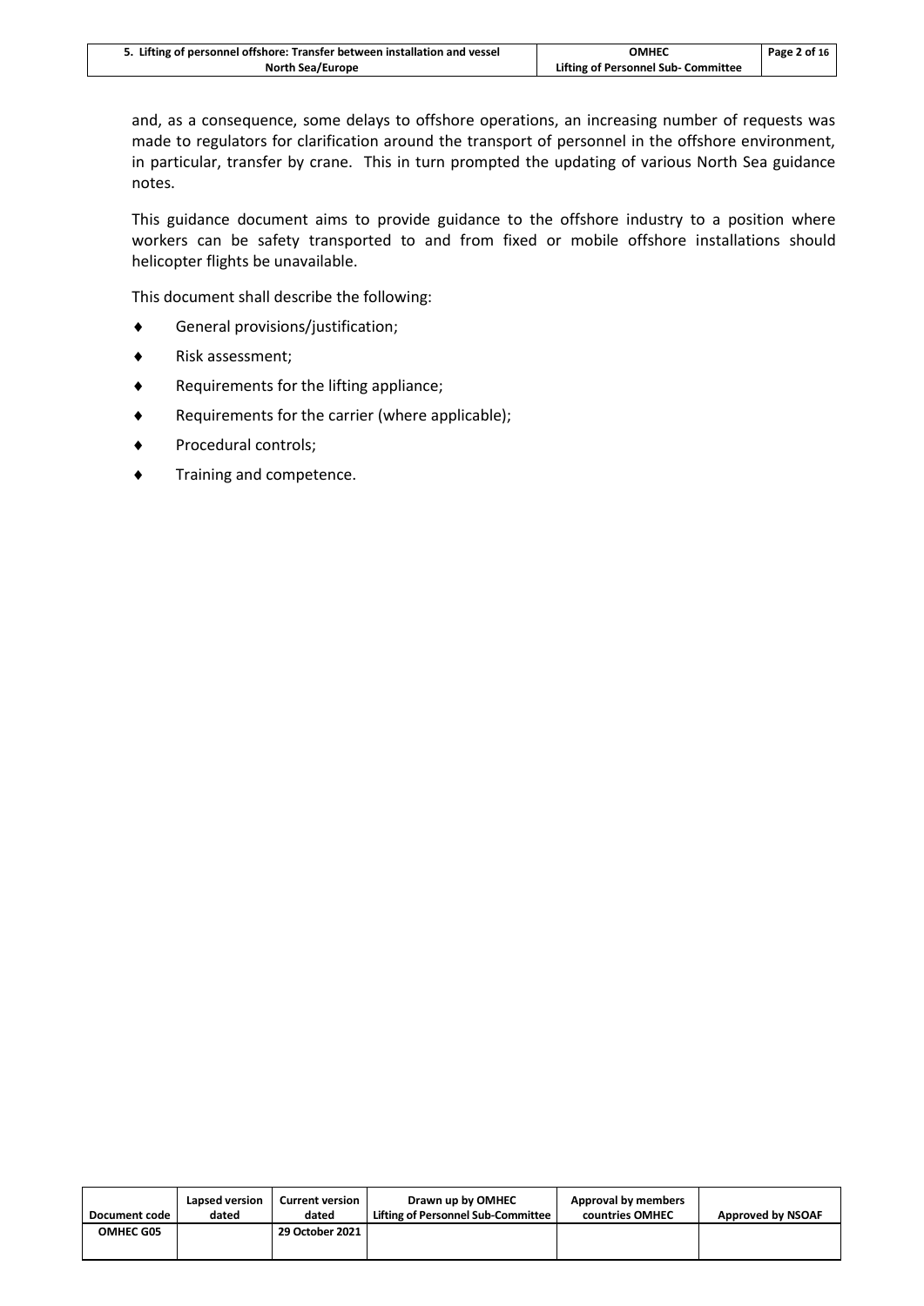and, as a consequence, some delays to offshore operations, an increasing number of requests was made to regulators for clarification around the transport of personnel in the offshore environment, in particular, transfer by crane. This in turn prompted the updating of various North Sea guidance notes.

This guidance document aims to provide guidance to the offshore industry to a position where workers can be safety transported to and from fixed or mobile offshore installations should helicopter flights be unavailable.

This document shall describe the following:

- General provisions/justification;
- Risk assessment;
- Requirements for the lifting appliance;
- Requirements for the carrier (where applicable);
- Procedural controls;
- Training and competence.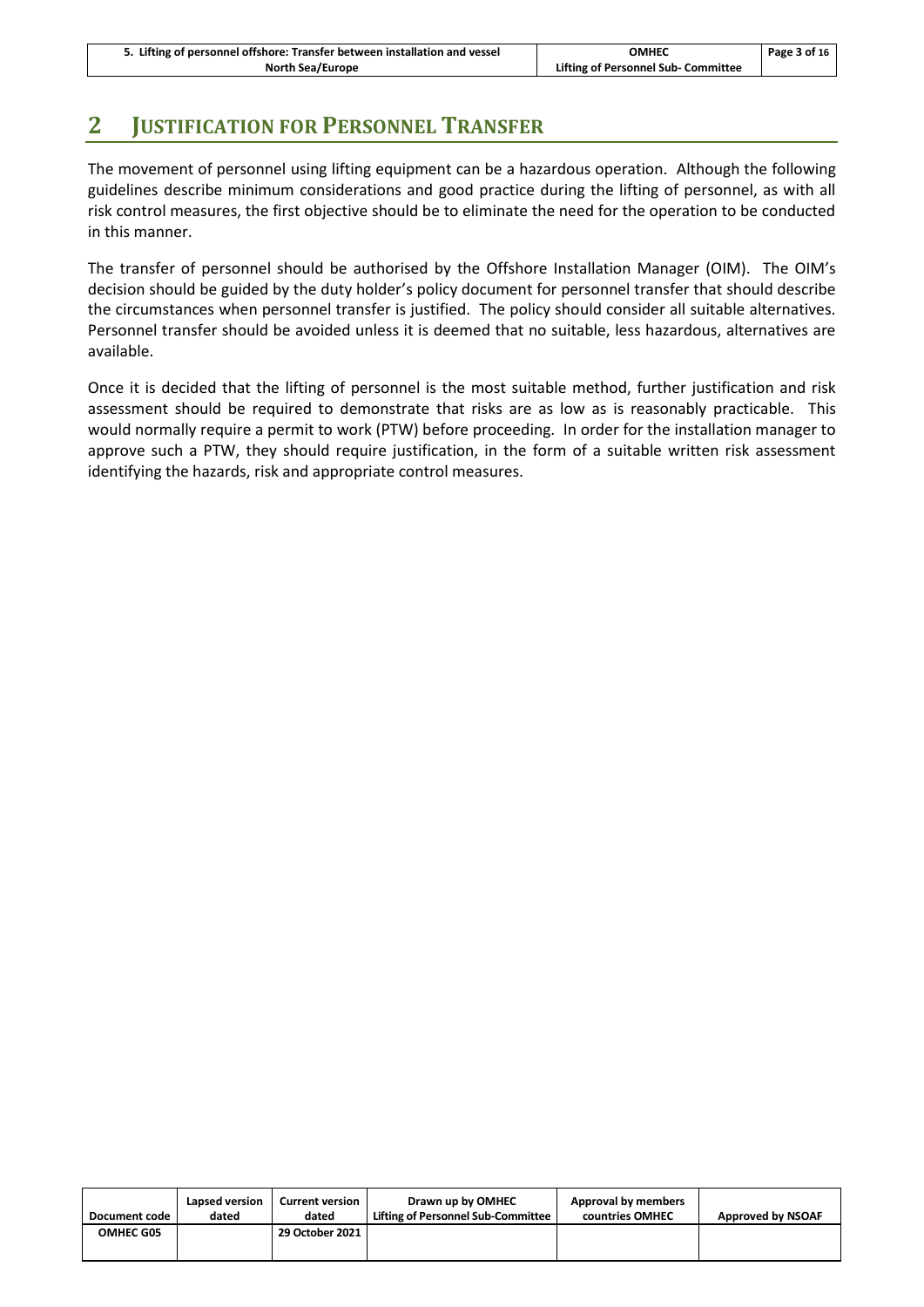# 2 JUSTIFICATION FOR PERSONNEL TRANSFER

The movement of personnel using lifting equipment can be a hazardous operation. Although the following guidelines describe minimum considerations and good practice during the lifting of personnel, as with all risk control measures, the first objective should be to eliminate the need for the operation to be conducted in this manner.

The transfer of personnel should be authorised by the Offshore Installation Manager (OIM). The OIM's decision should be guided by the duty holder's policy document for personnel transfer that should describe the circumstances when personnel transfer is justified. The policy should consider all suitable alternatives. Personnel transfer should be avoided unless it is deemed that no suitable, less hazardous, alternatives are available.

Once it is decided that the lifting of personnel is the most suitable method, further justification and risk assessment should be required to demonstrate that risks are as low as is reasonably practicable. This would normally require a permit to work (PTW) before proceeding. In order for the installation manager to approve such a PTW, they should require justification, in the form of a suitable written risk assessment identifying the hazards, risk and appropriate control measures.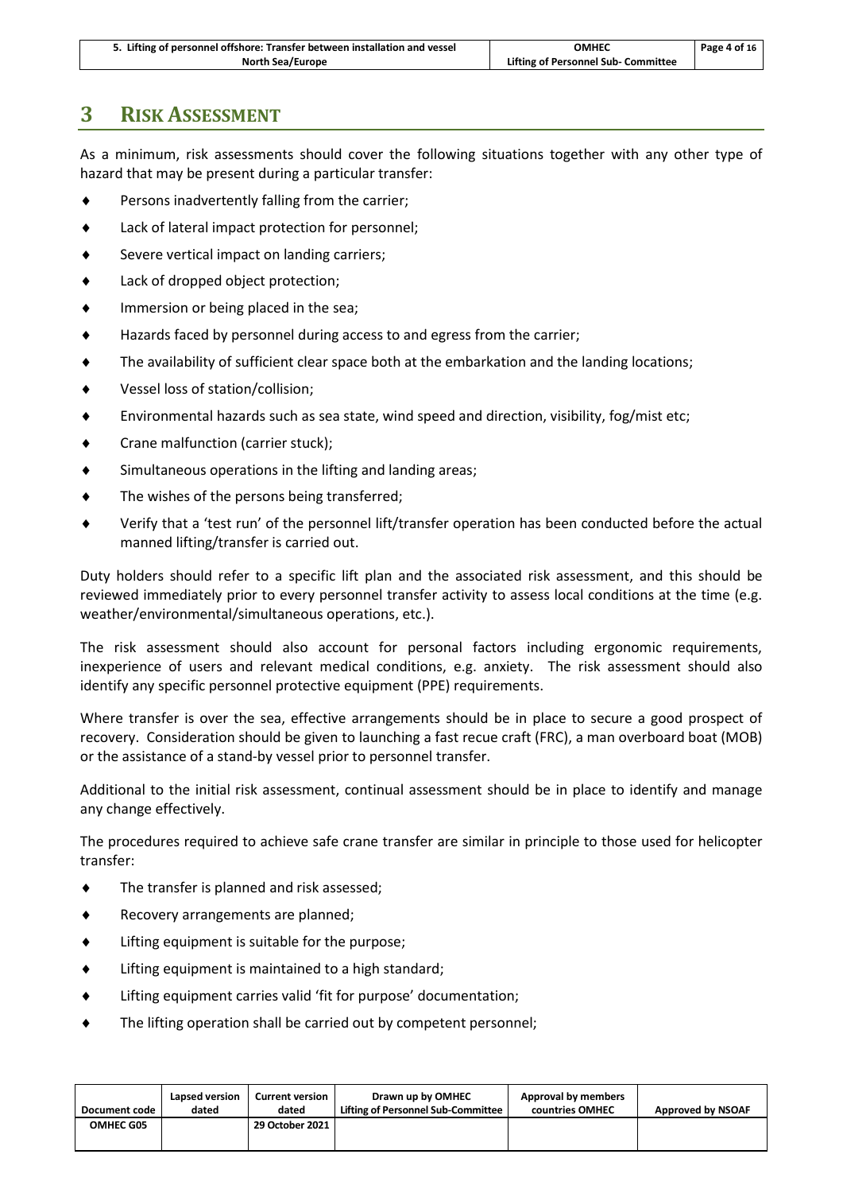# 3 RISK ASSESSMENT

As a minimum, risk assessments should cover the following situations together with any other type of hazard that may be present during a particular transfer:

- Persons inadvertently falling from the carrier;
- Lack of lateral impact protection for personnel;
- Severe vertical impact on landing carriers;
- Lack of dropped object protection;
- Immersion or being placed in the sea;
- Hazards faced by personnel during access to and egress from the carrier;
- The availability of sufficient clear space both at the embarkation and the landing locations;
- Vessel loss of station/collision;
- Environmental hazards such as sea state, wind speed and direction, visibility, fog/mist etc;
- Crane malfunction (carrier stuck);
- Simultaneous operations in the lifting and landing areas;
- The wishes of the persons being transferred;
- Verify that a 'test run' of the personnel lift/transfer operation has been conducted before the actual manned lifting/transfer is carried out.

Duty holders should refer to a specific lift plan and the associated risk assessment, and this should be reviewed immediately prior to every personnel transfer activity to assess local conditions at the time (e.g. weather/environmental/simultaneous operations, etc.).

The risk assessment should also account for personal factors including ergonomic requirements, inexperience of users and relevant medical conditions, e.g. anxiety. The risk assessment should also identify any specific personnel protective equipment (PPE) requirements.

Where transfer is over the sea, effective arrangements should be in place to secure a good prospect of recovery. Consideration should be given to launching a fast recue craft (FRC), a man overboard boat (MOB) or the assistance of a stand-by vessel prior to personnel transfer.

Additional to the initial risk assessment, continual assessment should be in place to identify and manage any change effectively.

The procedures required to achieve safe crane transfer are similar in principle to those used for helicopter transfer:

- The transfer is planned and risk assessed;
- Recovery arrangements are planned;
- Lifting equipment is suitable for the purpose;
- Lifting equipment is maintained to a high standard;
- Lifting equipment carries valid 'fit for purpose' documentation;
- The lifting operation shall be carried out by competent personnel;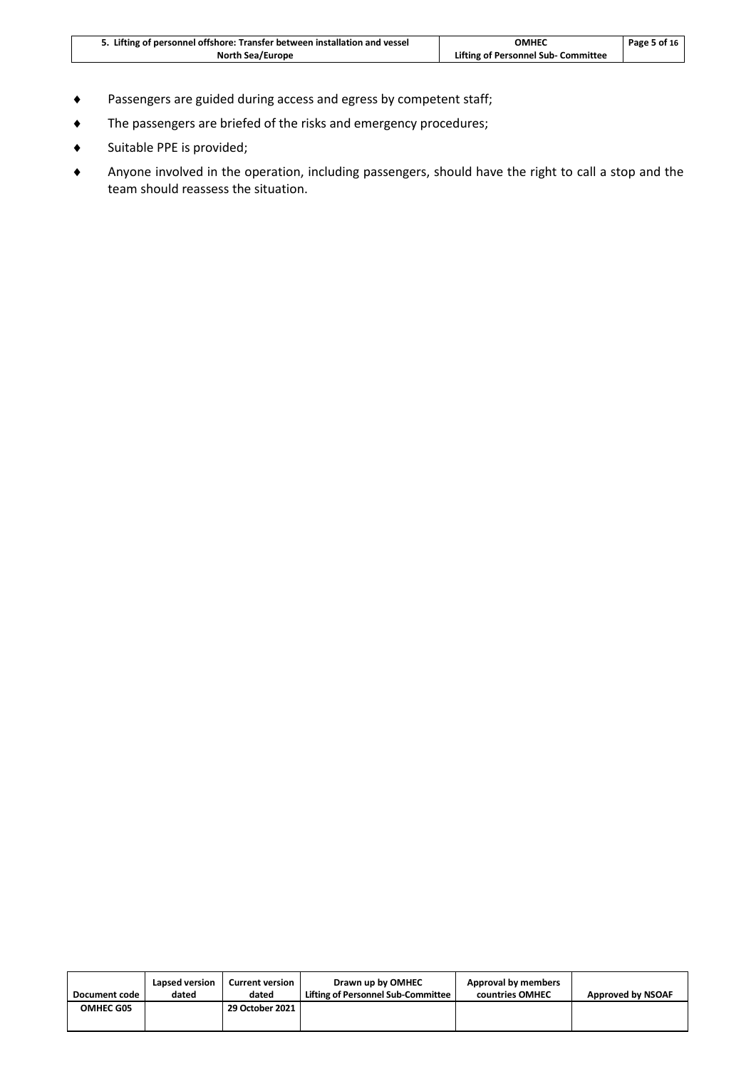- Passengers are guided during access and egress by competent staff;
- The passengers are briefed of the risks and emergency procedures;
- Suitable PPE is provided;
- Anyone involved in the operation, including passengers, should have the right to call a stop and the team should reassess the situation.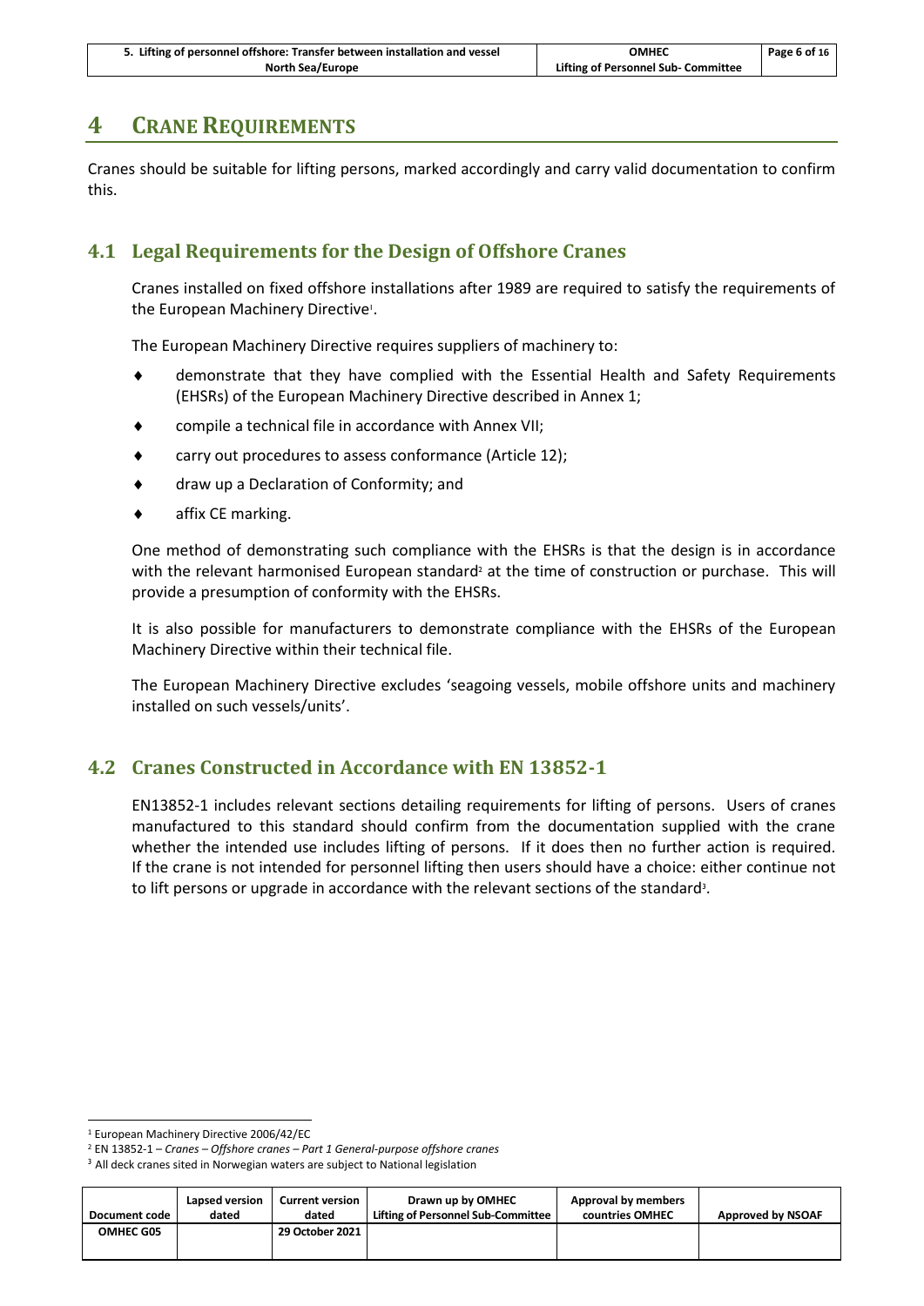# 4 CRANE REQUIREMENTS

Cranes should be suitable for lifting persons, marked accordingly and carry valid documentation to confirm this.

## 4.1 Legal Requirements for the Design of Offshore Cranes

Cranes installed on fixed offshore installations after 1989 are required to satisfy the requirements of the European Machinery Directive[1].

The European Machinery Directive requires suppliers of machinery to:

- demonstrate that they have complied with the Essential Health and Safety Requirements (EHSRs) of the European Machinery Directive described in Annex 1;
- compile a technical file in accordance with Annex VII;
- carry out procedures to assess conformance (Article 12);
- draw up a Declaration of Conformity; and
- affix CE marking.

One method of demonstrating such compliance with the EHSRs is that the design is in accordance with the relevant harmonised European standard[2] at the time of construction or purchase. This will provide a presumption of conformity with the EHSRs.

It is also possible for manufacturers to demonstrate compliance with the EHSRs of the European Machinery Directive within their technical file.

The European Machinery Directive excludes 'seagoing vessels, mobile offshore units and machinery installed on such vessels/units'.

## 4.2 Cranes Constructed in Accordance with EN 13852-1

EN13852-1 includes relevant sections detailing requirements for lifting of persons. Users of cranes manufactured to this standard should confirm from the documentation supplied with the crane whether the intended use includes lifting of persons. If it does then no further action is required. If the crane is not intended for personnel lifting then users should have a choice: either continue not to lift persons or upgrade in accordance with the relevant sections of the standard[3].

---

[1] European Machinery Directive 2006/42/EC

[2] EN 13852-1 – *Cranes – Offshore cranes – Part 1 General-purpose offshore cranes*

[3] All deck cranes sited in Norwegian waters are subject to National legislation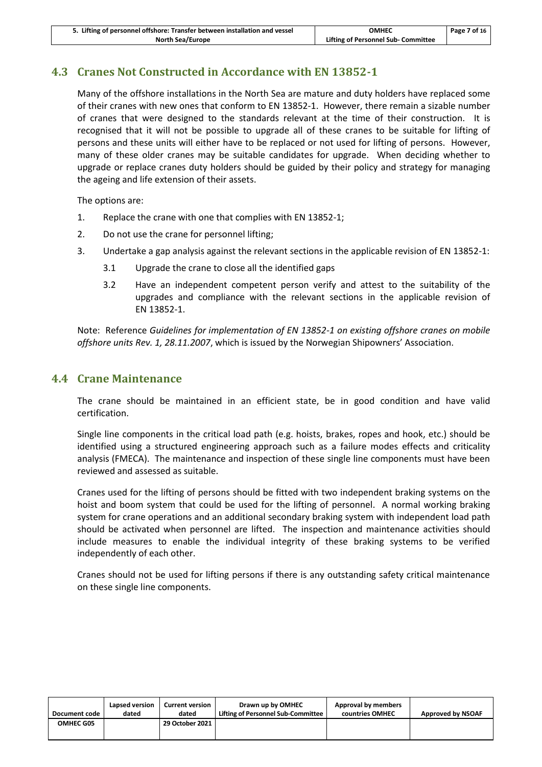## 4.3 Cranes Not Constructed in Accordance with EN 13852-1

Many of the offshore installations in the North Sea are mature and duty holders have replaced some of their cranes with new ones that conform to EN 13852-1. However, there remain a sizable number of cranes that were designed to the standards relevant at the time of their construction. It is recognised that it will not be possible to upgrade all of these cranes to be suitable for lifting of persons and these units will either have to be replaced or not used for lifting of persons. However, many of these older cranes may be suitable candidates for upgrade. When deciding whether to upgrade or replace cranes duty holders should be guided by their policy and strategy for managing the ageing and life extension of their assets.

The options are:

1. Replace the crane with one that complies with EN 13852-1;
2. Do not use the crane for personnel lifting;
3. Undertake a gap analysis against the relevant sections in the applicable revision of EN 13852-1:
   - 3.1 Upgrade the crane to close all the identified gaps
   - 3.2 Have an independent competent person verify and attest to the suitability of the upgrades and compliance with the relevant sections in the applicable revision of EN 13852-1.

Note: Reference *Guidelines for implementation of EN 13852-1 on existing offshore cranes on mobile offshore units Rev. 1, 28.11.2007*, which is issued by the Norwegian Shipowners' Association.

## 4.4 Crane Maintenance

The crane should be maintained in an efficient state, be in good condition and have valid certification.

Single line components in the critical load path (e.g. hoists, brakes, ropes and hook, etc.) should be identified using a structured engineering approach such as a failure modes effects and criticality analysis (FMECA). The maintenance and inspection of these single line components must have been reviewed and assessed as suitable.

Cranes used for the lifting of persons should be fitted with two independent braking systems on the hoist and boom system that could be used for the lifting of personnel. A normal working braking system for crane operations and an additional secondary braking system with independent load path should be activated when personnel are lifted. The inspection and maintenance activities should include measures to enable the individual integrity of these braking systems to be verified independently of each other.

Cranes should not be used for lifting persons if there is any outstanding safety critical maintenance on these single line components.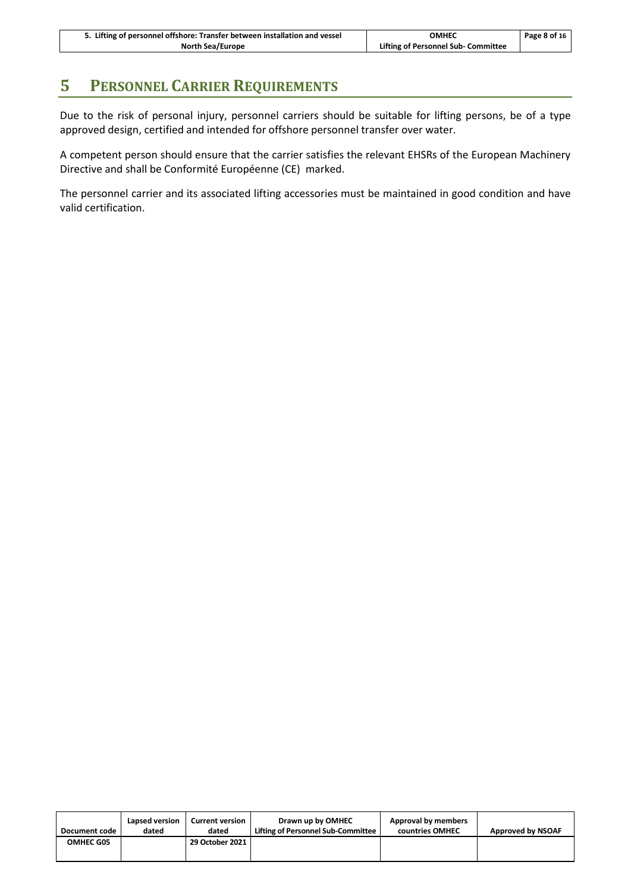# 5 Personnel Carrier Requirements

Due to the risk of personal injury, personnel carriers should be suitable for lifting persons, be of a type approved design, certified and intended for offshore personnel transfer over water.

A competent person should ensure that the carrier satisfies the relevant EHSRs of the European Machinery Directive and shall be Conformité Européenne (CE) marked.

The personnel carrier and its associated lifting accessories must be maintained in good condition and have valid certification.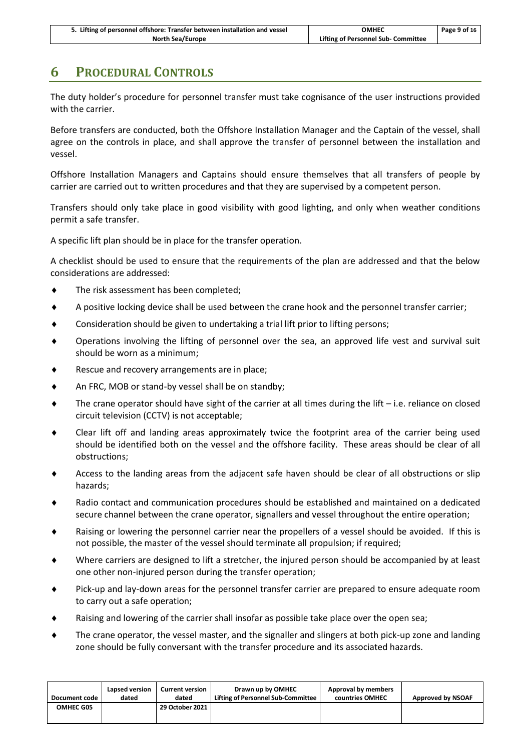# 6 PROCEDURAL CONTROLS

The duty holder's procedure for personnel transfer must take cognisance of the user instructions provided with the carrier.

Before transfers are conducted, both the Offshore Installation Manager and the Captain of the vessel, shall agree on the controls in place, and shall approve the transfer of personnel between the installation and vessel.

Offshore Installation Managers and Captains should ensure themselves that all transfers of people by carrier are carried out to written procedures and that they are supervised by a competent person.

Transfers should only take place in good visibility with good lighting, and only when weather conditions permit a safe transfer.

A specific lift plan should be in place for the transfer operation.

A checklist should be used to ensure that the requirements of the plan are addressed and that the below considerations are addressed:

- The risk assessment has been completed;
- A positive locking device shall be used between the crane hook and the personnel transfer carrier;
- Consideration should be given to undertaking a trial lift prior to lifting persons;
- Operations involving the lifting of personnel over the sea, an approved life vest and survival suit should be worn as a minimum;
- Rescue and recovery arrangements are in place;
- An FRC, MOB or stand-by vessel shall be on standby;
- The crane operator should have sight of the carrier at all times during the lift – i.e. reliance on closed circuit television (CCTV) is not acceptable;
- Clear lift off and landing areas approximately twice the footprint area of the carrier being used should be identified both on the vessel and the offshore facility. These areas should be clear of all obstructions;
- Access to the landing areas from the adjacent safe haven should be clear of all obstructions or slip hazards;
- Radio contact and communication procedures should be established and maintained on a dedicated secure channel between the crane operator, signallers and vessel throughout the entire operation;
- Raising or lowering the personnel carrier near the propellers of a vessel should be avoided. If this is not possible, the master of the vessel should terminate all propulsion; if required;
- Where carriers are designed to lift a stretcher, the injured person should be accompanied by at least one other non-injured person during the transfer operation;
- Pick-up and lay-down areas for the personnel transfer carrier are prepared to ensure adequate room to carry out a safe operation;
- Raising and lowering of the carrier shall insofar as possible take place over the open sea;
- The crane operator, the vessel master, and the signaller and slingers at both pick-up zone and landing zone should be fully conversant with the transfer procedure and its associated hazards.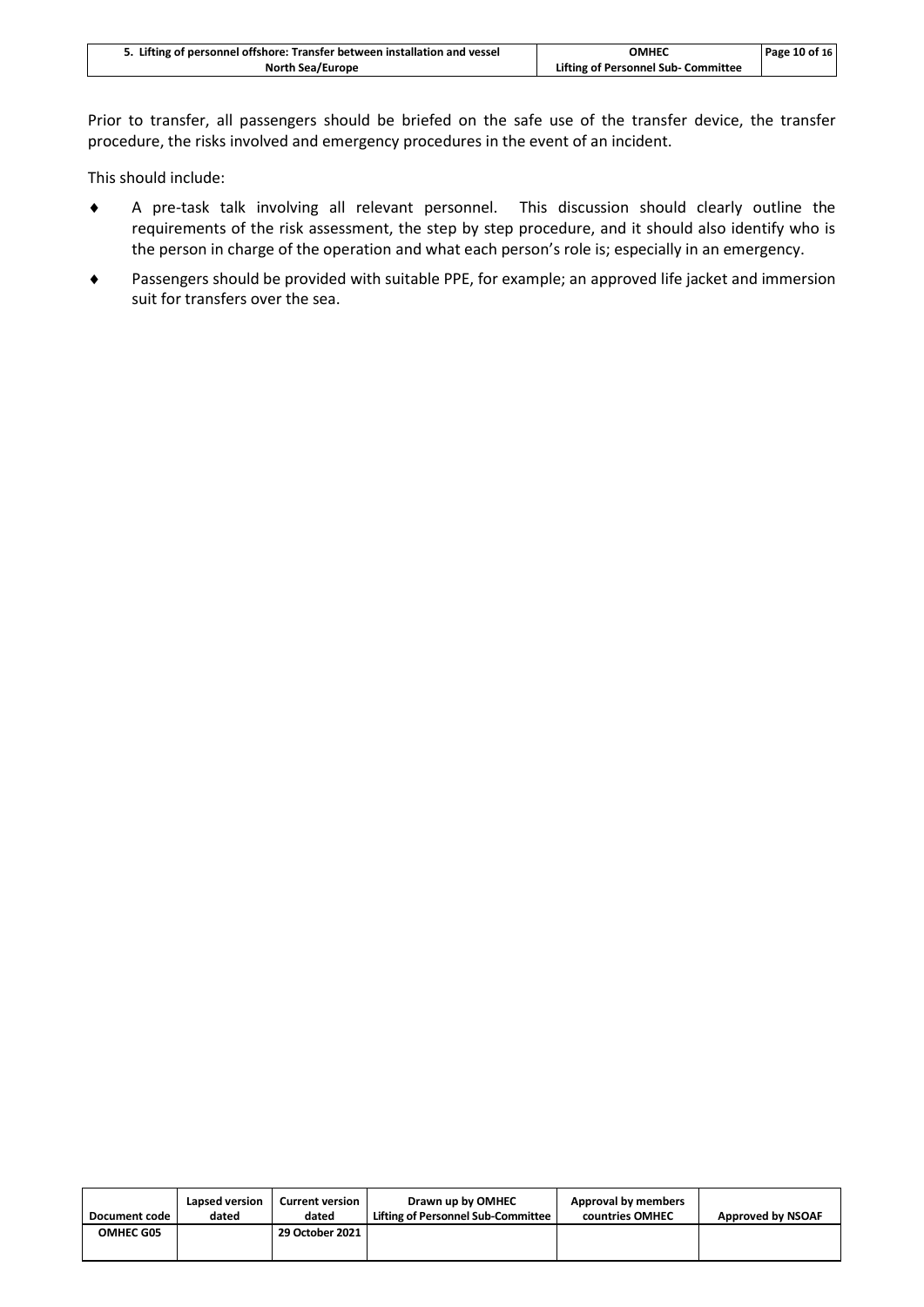Prior to transfer, all passengers should be briefed on the safe use of the transfer device, the transfer procedure, the risks involved and emergency procedures in the event of an incident.

This should include:

- A pre-task talk involving all relevant personnel. This discussion should clearly outline the requirements of the risk assessment, the step by step procedure, and it should also identify who is the person in charge of the operation and what each person's role is; especially in an emergency.
- Passengers should be provided with suitable PPE, for example; an approved life jacket and immersion suit for transfers over the sea.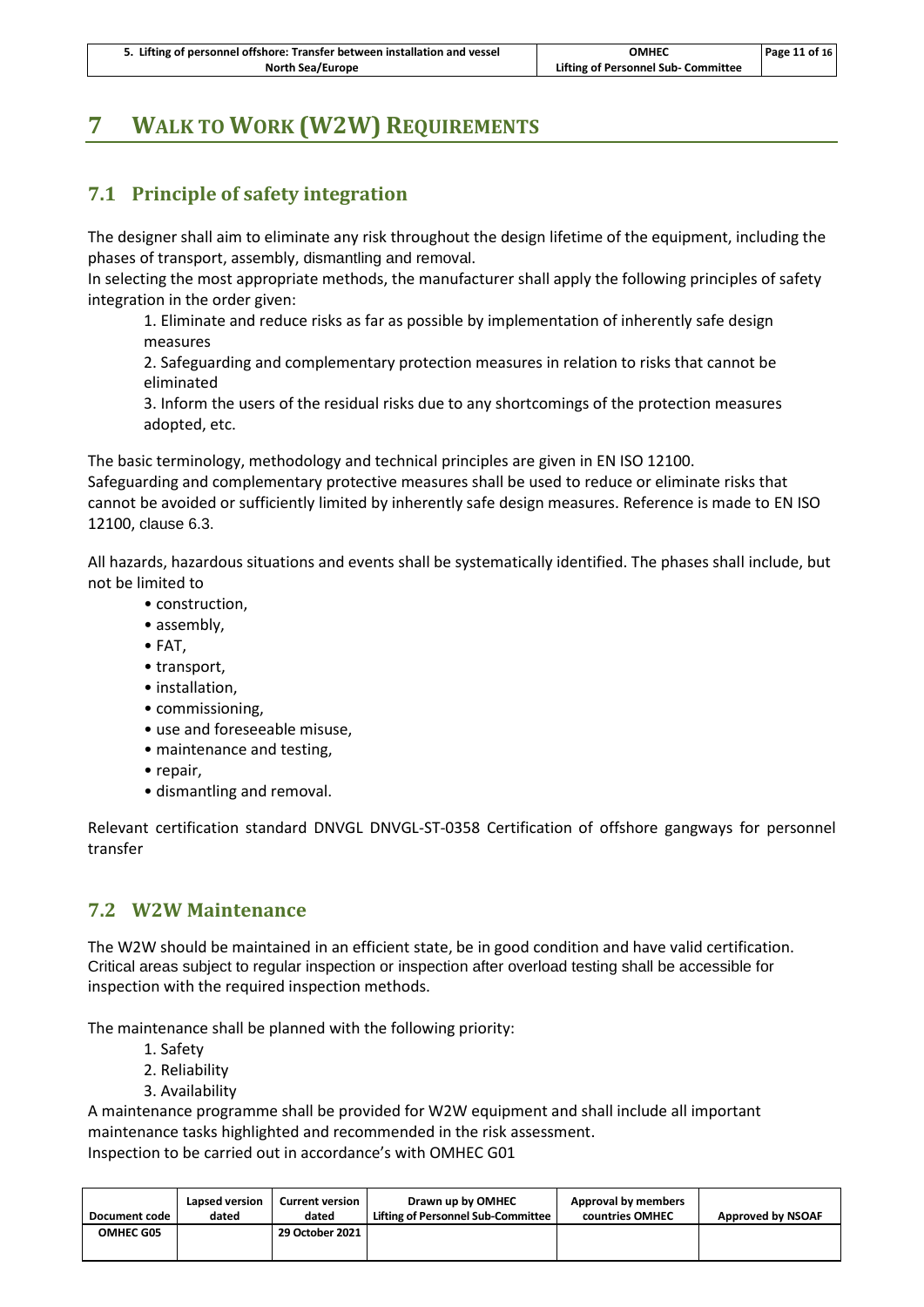# 7 WALK TO WORK (W2W) REQUIREMENTS

## 7.1 Principle of safety integration

The designer shall aim to eliminate any risk throughout the design lifetime of the equipment, including the phases of transport, assembly, dismantling and removal.
In selecting the most appropriate methods, the manufacturer shall apply the following principles of safety integration in the order given:

1. Eliminate and reduce risks as far as possible by implementation of inherently safe design measures
2. Safeguarding and complementary protection measures in relation to risks that cannot be eliminated
3. Inform the users of the residual risks due to any shortcomings of the protection measures adopted, etc.

The basic terminology, methodology and technical principles are given in EN ISO 12100.
Safeguarding and complementary protective measures shall be used to reduce or eliminate risks that cannot be avoided or sufficiently limited by inherently safe design measures. Reference is made to EN ISO 12100, clause 6.3.

All hazards, hazardous situations and events shall be systematically identified. The phases shall include, but not be limited to

- construction,
- assembly,
- FAT,
- transport,
- installation,
- commissioning,
- use and foreseeable misuse,
- maintenance and testing,
- repair,
- dismantling and removal.

Relevant certification standard DNVGL DNVGL-ST-0358 Certification of offshore gangways for personnel transfer

## 7.2 W2W Maintenance

The W2W should be maintained in an efficient state, be in good condition and have valid certification. Critical areas subject to regular inspection or inspection after overload testing shall be accessible for inspection with the required inspection methods.

The maintenance shall be planned with the following priority:

1. Safety
2. Reliability
3. Availability

A maintenance programme shall be provided for W2W equipment and shall include all important maintenance tasks highlighted and recommended in the risk assessment.
Inspection to be carried out in accordance's with OMHEC G01

| Document code | Lapsed version dated | Current version dated | Drawn up by OMHEC Lifting of Personnel Sub-Committee | Approval by members countries OMHEC | Approved by NSOAF |
| --- | --- | --- | --- | --- | --- |
| OMHEC G05 | | 29 October 2021 | | | |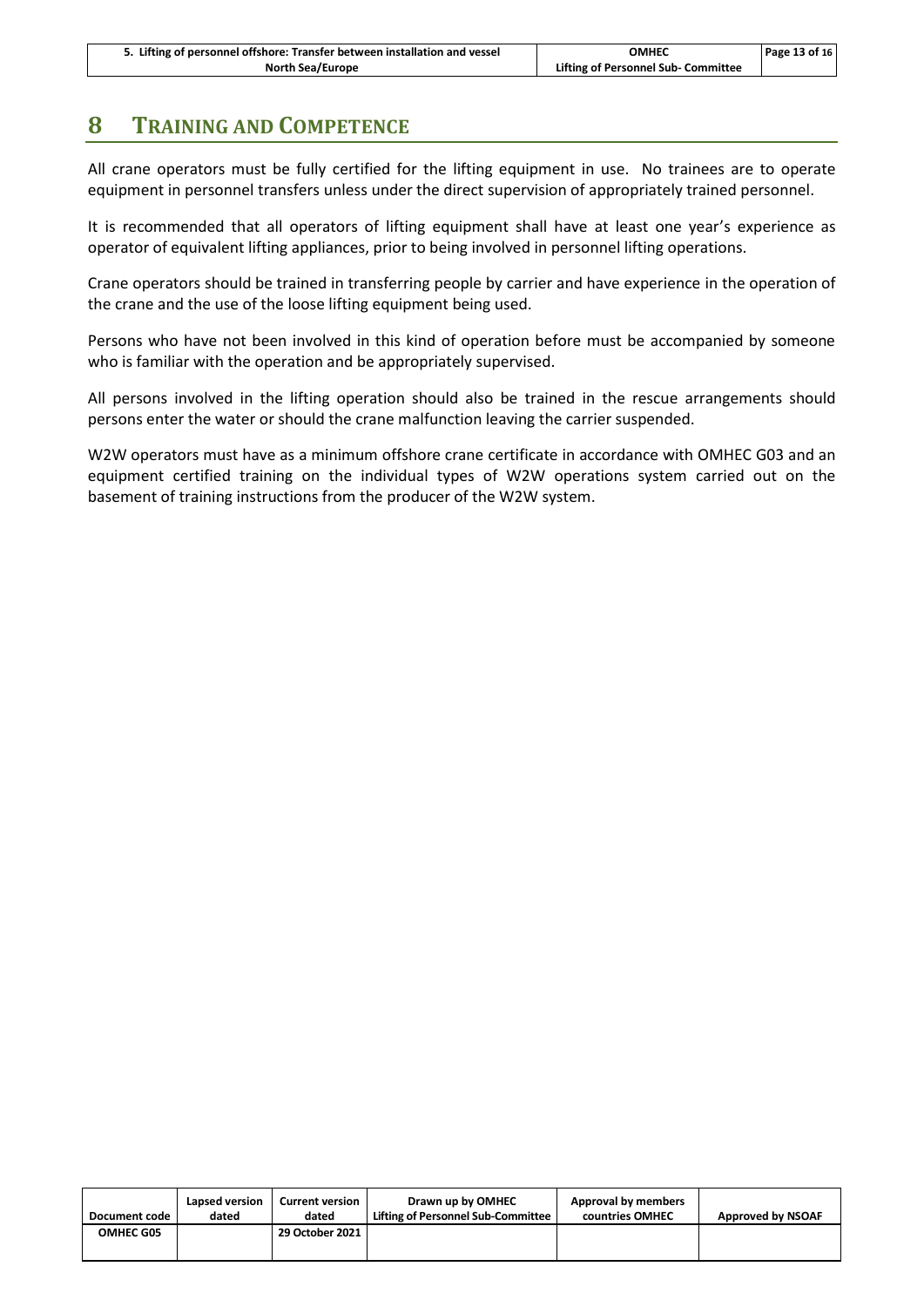# 8 TRAINING AND COMPETENCE

All crane operators must be fully certified for the lifting equipment in use. No trainees are to operate equipment in personnel transfers unless under the direct supervision of appropriately trained personnel.

It is recommended that all operators of lifting equipment shall have at least one year's experience as operator of equivalent lifting appliances, prior to being involved in personnel lifting operations.

Crane operators should be trained in transferring people by carrier and have experience in the operation of the crane and the use of the loose lifting equipment being used.

Persons who have not been involved in this kind of operation before must be accompanied by someone who is familiar with the operation and be appropriately supervised.

All persons involved in the lifting operation should also be trained in the rescue arrangements should persons enter the water or should the crane malfunction leaving the carrier suspended.

W2W operators must have as a minimum offshore crane certificate in accordance with OMHEC G03 and an equipment certified training on the individual types of W2W operations system carried out on the basement of training instructions from the producer of the W2W system.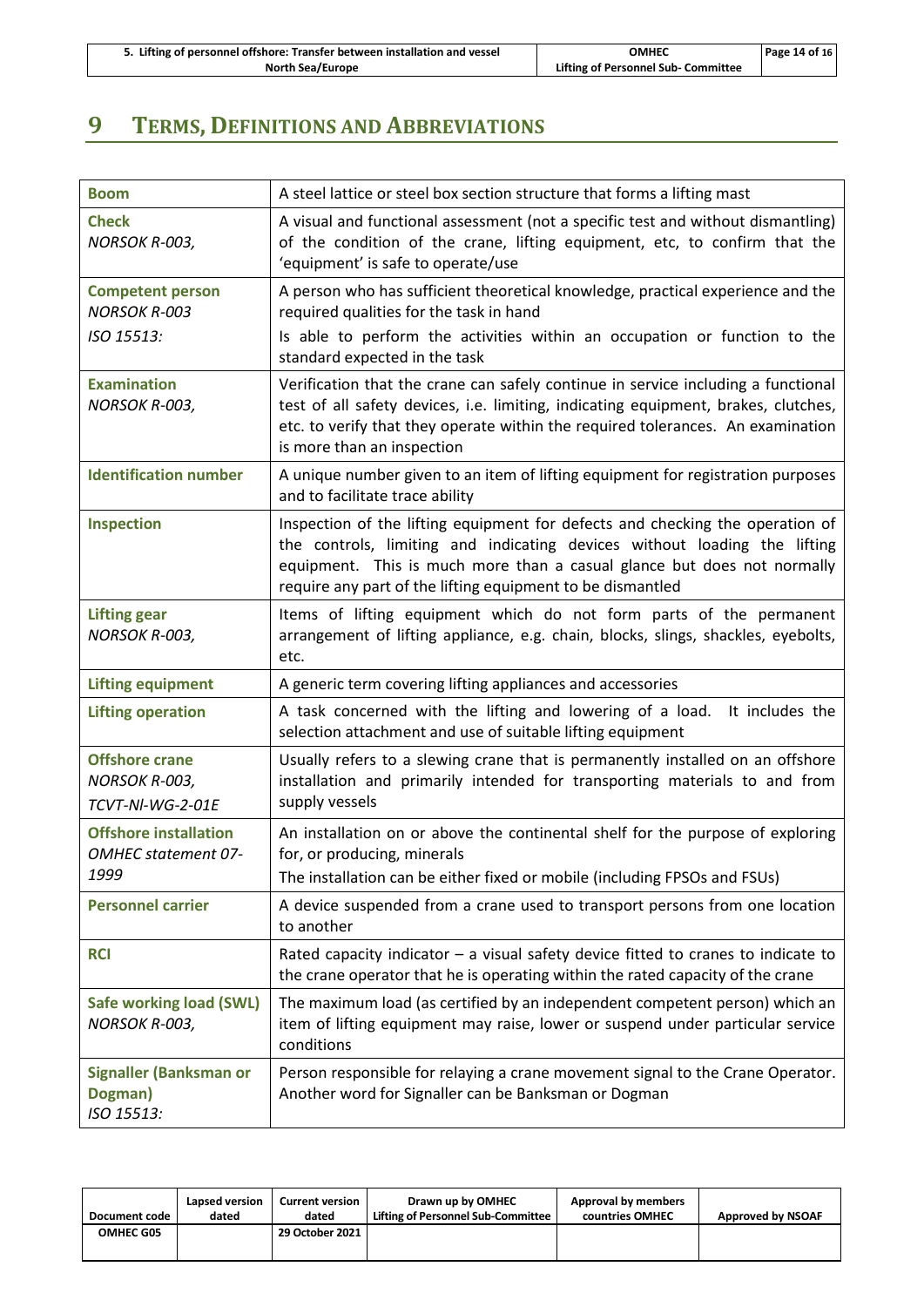# 9 TERMS, DEFINITIONS AND ABBREVIATIONS

| Term | Definition |
|---|---|
| **Boom** | A steel lattice or steel box section structure that forms a lifting mast |
| **Check** *NORSOK R-003,* | A visual and functional assessment (not a specific test and without dismantling) of the condition of the crane, lifting equipment, etc, to confirm that the 'equipment' is safe to operate/use |
| **Competent person** *NORSOK R-003* *ISO 15513:* | A person who has sufficient theoretical knowledge, practical experience and the required qualities for the task in hand<br>Is able to perform the activities within an occupation or function to the standard expected in the task |
| **Examination** *NORSOK R-003,* | Verification that the crane can safely continue in service including a functional test of all safety devices, i.e. limiting, indicating equipment, brakes, clutches, etc. to verify that they operate within the required tolerances. An examination is more than an inspection |
| **Identification number** | A unique number given to an item of lifting equipment for registration purposes and to facilitate trace ability |
| **Inspection** | Inspection of the lifting equipment for defects and checking the operation of the controls, limiting and indicating devices without loading the lifting equipment. This is much more than a casual glance but does not normally require any part of the lifting equipment to be dismantled |
| **Lifting gear** *NORSOK R-003,* | Items of lifting equipment which do not form parts of the permanent arrangement of lifting appliance, e.g. chain, blocks, slings, shackles, eyebolts, etc. |
| **Lifting equipment** | A generic term covering lifting appliances and accessories |
| **Lifting operation** | A task concerned with the lifting and lowering of a load. It includes the selection attachment and use of suitable lifting equipment |
| **Offshore crane** *NORSOK R-003,* *TCVT-NI-WG-2-01E* | Usually refers to a slewing crane that is permanently installed on an offshore installation and primarily intended for transporting materials to and from supply vessels |
| **Offshore installation** *OMHEC statement 07-1999* | An installation on or above the continental shelf for the purpose of exploring for, or producing, minerals<br>The installation can be either fixed or mobile (including FPSOs and FSUs) |
| **Personnel carrier** | A device suspended from a crane used to transport persons from one location to another |
| **RCI** | Rated capacity indicator – a visual safety device fitted to cranes to indicate to the crane operator that he is operating within the rated capacity of the crane |
| **Safe working load (SWL)** *NORSOK R-003,* | The maximum load (as certified by an independent competent person) which an item of lifting equipment may raise, lower or suspend under particular service conditions |
| **Signaller (Banksman or Dogman)** *ISO 15513:* | Person responsible for relaying a crane movement signal to the Crane Operator. Another word for Signaller can be Banksman or Dogman |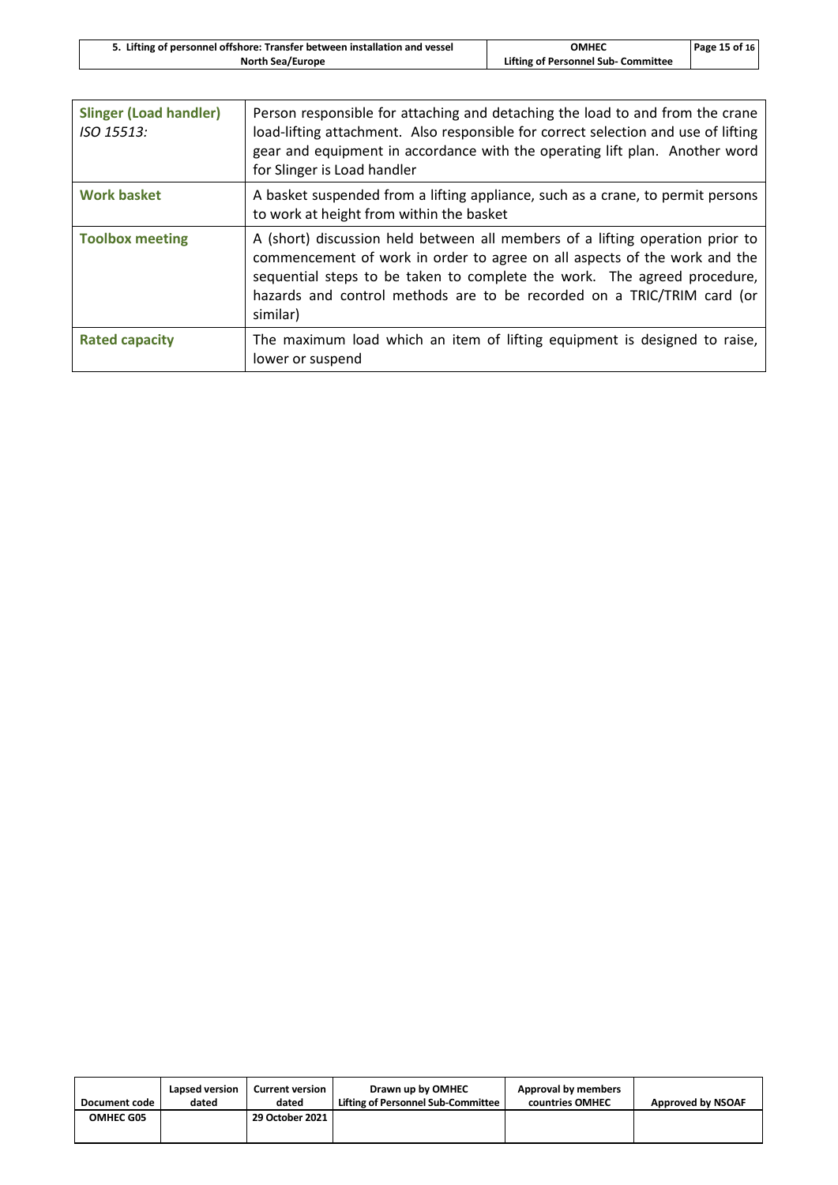| | |
|---|---|
| **Slinger (Load handler)** *ISO 15513:* | Person responsible for attaching and detaching the load to and from the crane load-lifting attachment. Also responsible for correct selection and use of lifting gear and equipment in accordance with the operating lift plan. Another word for Slinger is Load handler |
| **Work basket** | A basket suspended from a lifting appliance, such as a crane, to permit persons to work at height from within the basket |
| **Toolbox meeting** | A (short) discussion held between all members of a lifting operation prior to commencement of work in order to agree on all aspects of the work and the sequential steps to be taken to complete the work. The agreed procedure, hazards and control methods are to be recorded on a TRIC/TRIM card (or similar) |
| **Rated capacity** | The maximum load which an item of lifting equipment is designed to raise, lower or suspend |

| Document code | Lapsed version dated | Current version dated | Drawn up by OMHEC Lifting of Personnel Sub-Committee | Approval by members countries OMHEC | Approved by NSOAF |
|---|---|---|---|---|---|
| OMHEC G05 | | 29 October 2021 | | | |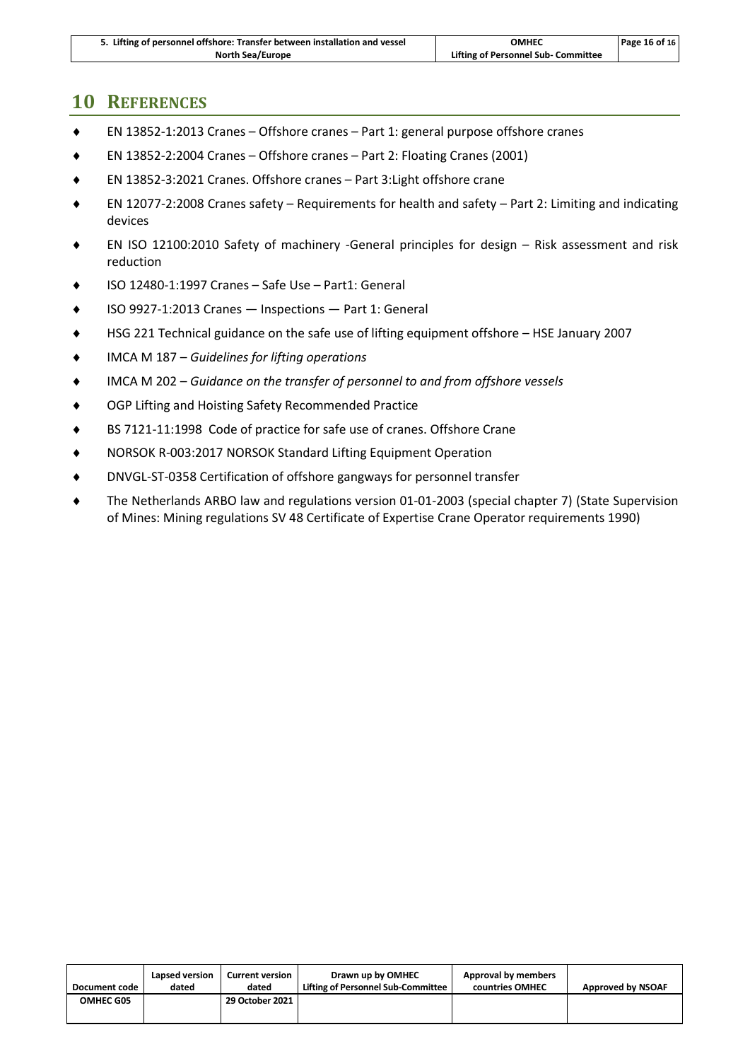# 10 REFERENCES

- EN 13852-1:2013 Cranes – Offshore cranes – Part 1: general purpose offshore cranes
- EN 13852-2:2004 Cranes – Offshore cranes – Part 2: Floating Cranes (2001)
- EN 13852-3:2021 Cranes. Offshore cranes – Part 3:Light offshore crane
- EN 12077-2:2008 Cranes safety – Requirements for health and safety – Part 2: Limiting and indicating devices
- EN ISO 12100:2010 Safety of machinery -General principles for design – Risk assessment and risk reduction
- ISO 12480-1:1997 Cranes – Safe Use – Part1: General
- ISO 9927-1:2013 Cranes — Inspections — Part 1: General
- HSG 221 Technical guidance on the safe use of lifting equipment offshore – HSE January 2007
- IMCA M 187 – *Guidelines for lifting operations*
- IMCA M 202 – *Guidance on the transfer of personnel to and from offshore vessels*
- OGP Lifting and Hoisting Safety Recommended Practice
- BS 7121-11:1998 Code of practice for safe use of cranes. Offshore Crane
- NORSOK R-003:2017 NORSOK Standard Lifting Equipment Operation
- DNVGL-ST-0358 Certification of offshore gangways for personnel transfer
- The Netherlands ARBO law and regulations version 01-01-2003 (special chapter 7) (State Supervision of Mines: Mining regulations SV 48 Certificate of Expertise Crane Operator requirements 1990)